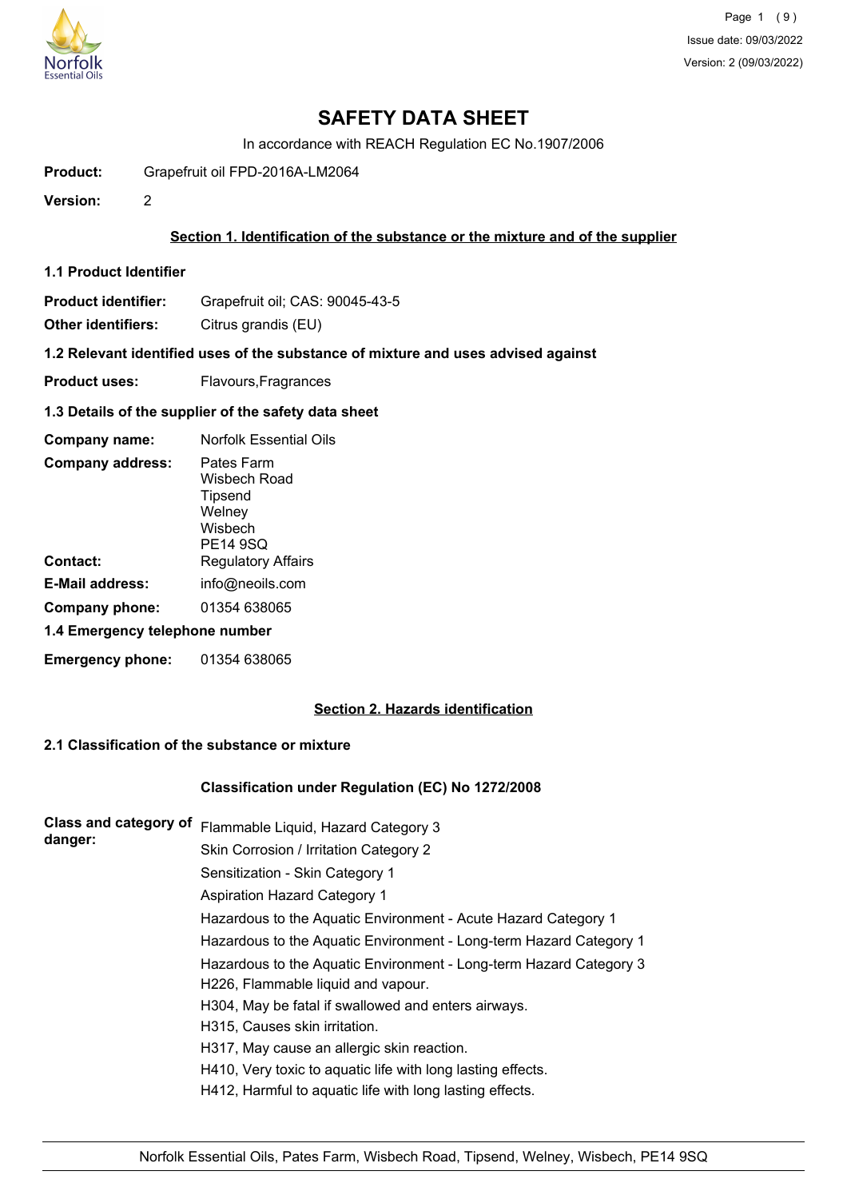# SAFETY DATA SHEET

In accordance with REACH Regulation EC No.1907/2006

**Product:** Grapefruit oil FPD-2016A-LM2064

**Version:** 2

## Section 1. Identification of the substance or the mixture and of the supplier

### 1.1 Product Identifier

**Product identifier:** Grapefruit oil; CAS: 90045-43-5

**Other identifiers:** Citrus grandis (EU)

### 1.2 Relevant identified uses of the substance of mixture and uses advised against

**Product uses:** Flavours,Fragrances

### 1.3 Details of the supplier of the safety data sheet

**Company name:** Norfolk Essential Oils

**Company address:** Pates Farm
Wisbech Road
Tipsend
Welney
Wisbech
PE14 9SQ

**Contact:** Regulatory Affairs

**E-Mail address:** info@neoils.com

**Company phone:** 01354 638065

### 1.4 Emergency telephone number

**Emergency phone:** 01354 638065

## Section 2. Hazards identification

### 2.1 Classification of the substance or mixture

**Classification under Regulation (EC) No 1272/2008**

**Class and category of danger:**

Flammable Liquid, Hazard Category 3
Skin Corrosion / Irritation Category 2
Sensitization - Skin Category 1
Aspiration Hazard Category 1
Hazardous to the Aquatic Environment - Acute Hazard Category 1
Hazardous to the Aquatic Environment - Long-term Hazard Category 1
Hazardous to the Aquatic Environment - Long-term Hazard Category 3
H226, Flammable liquid and vapour.
H304, May be fatal if swallowed and enters airways.
H315, Causes skin irritation.
H317, May cause an allergic skin reaction.
H410, Very toxic to aquatic life with long lasting effects.
H412, Harmful to aquatic life with long lasting effects.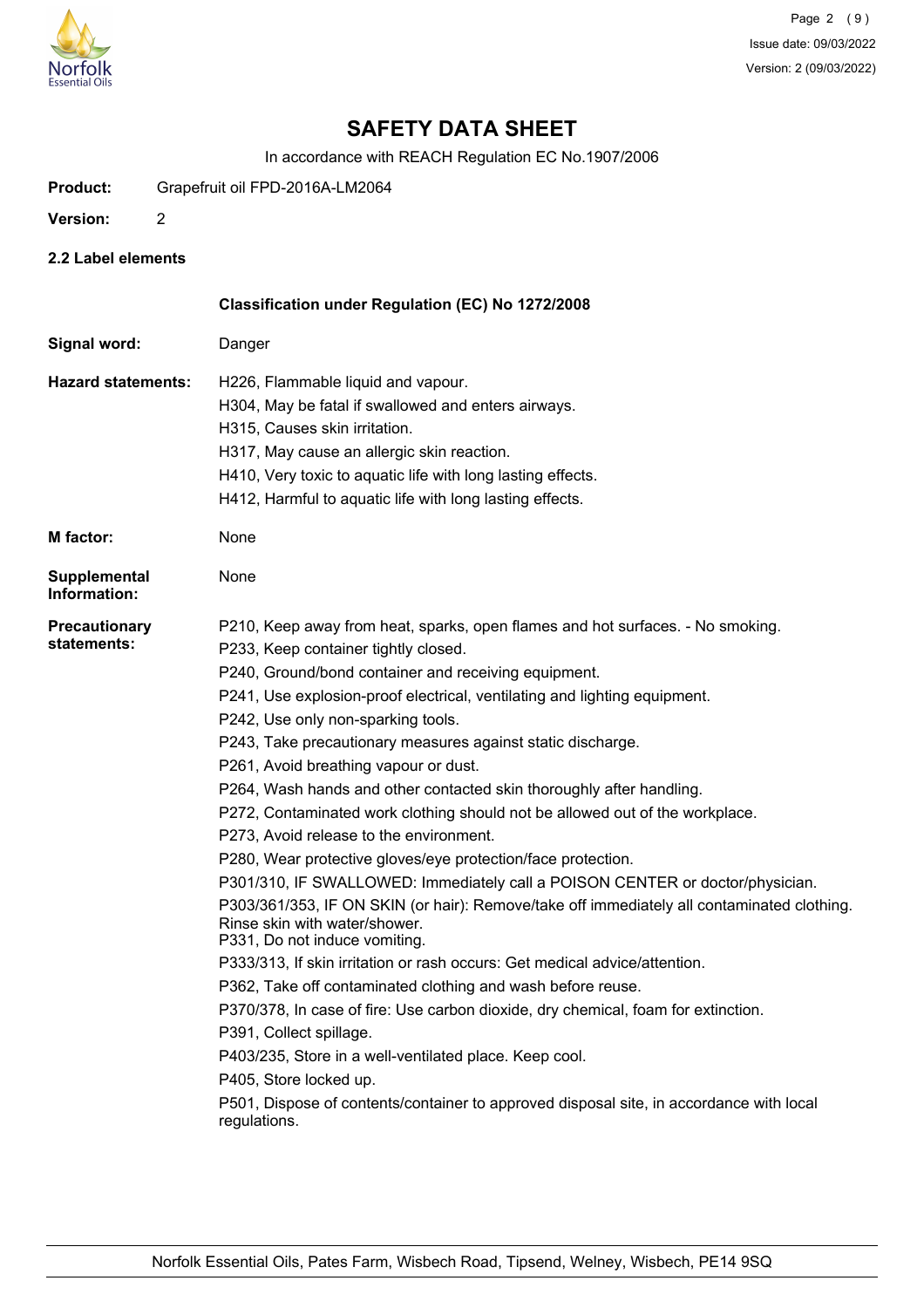# SAFETY DATA SHEET

In accordance with REACH Regulation EC No.1907/2006

**Product:** Grapefruit oil FPD-2016A-LM2064

**Version:** 2

### 2.2 Label elements

**Classification under Regulation (EC) No 1272/2008**

**Signal word:** Danger

**Hazard statements:**

H226, Flammable liquid and vapour.
H304, May be fatal if swallowed and enters airways.
H315, Causes skin irritation.
H317, May cause an allergic skin reaction.
H410, Very toxic to aquatic life with long lasting effects.
H412, Harmful to aquatic life with long lasting effects.

**M factor:** None

**Supplemental Information:** None

**Precautionary statements:**

P210, Keep away from heat, sparks, open flames and hot surfaces. - No smoking.
P233, Keep container tightly closed.
P240, Ground/bond container and receiving equipment.
P241, Use explosion-proof electrical, ventilating and lighting equipment.
P242, Use only non-sparking tools.
P243, Take precautionary measures against static discharge.
P261, Avoid breathing vapour or dust.
P264, Wash hands and other contacted skin thoroughly after handling.
P272, Contaminated work clothing should not be allowed out of the workplace.
P273, Avoid release to the environment.
P280, Wear protective gloves/eye protection/face protection.
P301/310, IF SWALLOWED: Immediately call a POISON CENTER or doctor/physician.
P303/361/353, IF ON SKIN (or hair): Remove/take off immediately all contaminated clothing. Rinse skin with water/shower.
P331, Do not induce vomiting.
P333/313, If skin irritation or rash occurs: Get medical advice/attention.
P362, Take off contaminated clothing and wash before reuse.
P370/378, In case of fire: Use carbon dioxide, dry chemical, foam for extinction.
P391, Collect spillage.
P403/235, Store in a well-ventilated place. Keep cool.
P405, Store locked up.
P501, Dispose of contents/container to approved disposal site, in accordance with local regulations.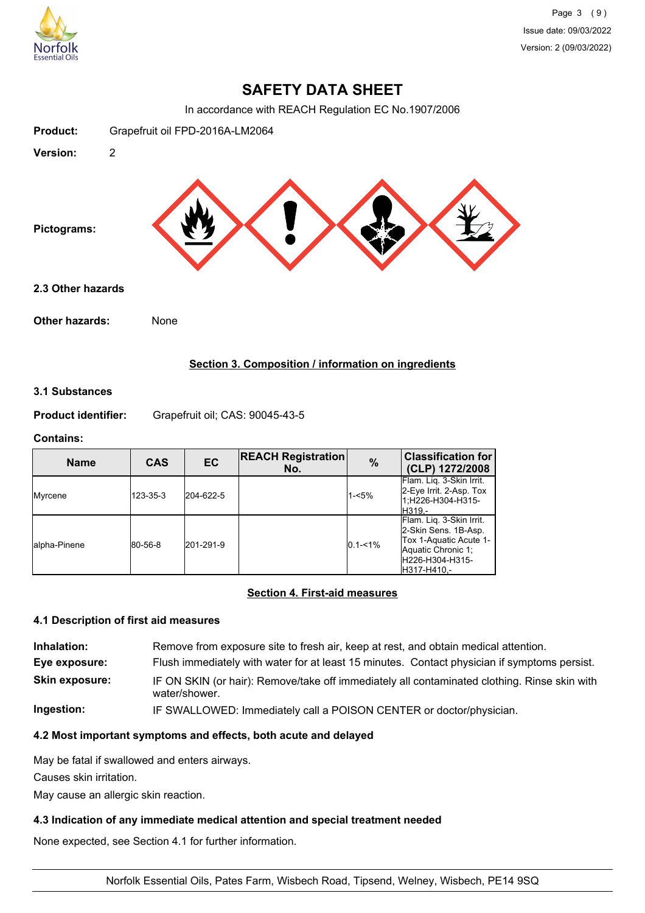# SAFETY DATA SHEET

In accordance with REACH Regulation EC No.1907/2006

**Product:** Grapefruit oil FPD-2016A-LM2064

**Version:** 2

**Pictograms:**

### 2.3 Other hazards

**Other hazards:** None

## Section 3. Composition / information on ingredients

### 3.1 Substances

**Product identifier:** Grapefruit oil; CAS: 90045-43-5

**Contains:**

| Name | CAS | EC | REACH Registration No. | % | Classification for (CLP) 1272/2008 |
|---|---|---|---|---|---|
| Myrcene | 123-35-3 | 204-622-5 | | 1-<5% | Flam. Liq. 3-Skin Irrit. 2-Eye Irrit. 2-Asp. Tox 1;H226-H304-H315-H319,- |
| alpha-Pinene | 80-56-8 | 201-291-9 | | 0.1-<1% | Flam. Liq. 3-Skin Irrit. 2-Skin Sens. 1B-Asp. Tox 1-Aquatic Acute 1-Aquatic Chronic 1;H226-H304-H315-H317-H410,- |

## Section 4. First-aid measures

### 4.1 Description of first aid measures

**Inhalation:** Remove from exposure site to fresh air, keep at rest, and obtain medical attention.

**Eye exposure:** Flush immediately with water for at least 15 minutes. Contact physician if symptoms persist.

**Skin exposure:** IF ON SKIN (or hair): Remove/take off immediately all contaminated clothing. Rinse skin with water/shower.

**Ingestion:** IF SWALLOWED: Immediately call a POISON CENTER or doctor/physician.

### 4.2 Most important symptoms and effects, both acute and delayed

May be fatal if swallowed and enters airways.

Causes skin irritation.

May cause an allergic skin reaction.

### 4.3 Indication of any immediate medical attention and special treatment needed

None expected, see Section 4.1 for further information.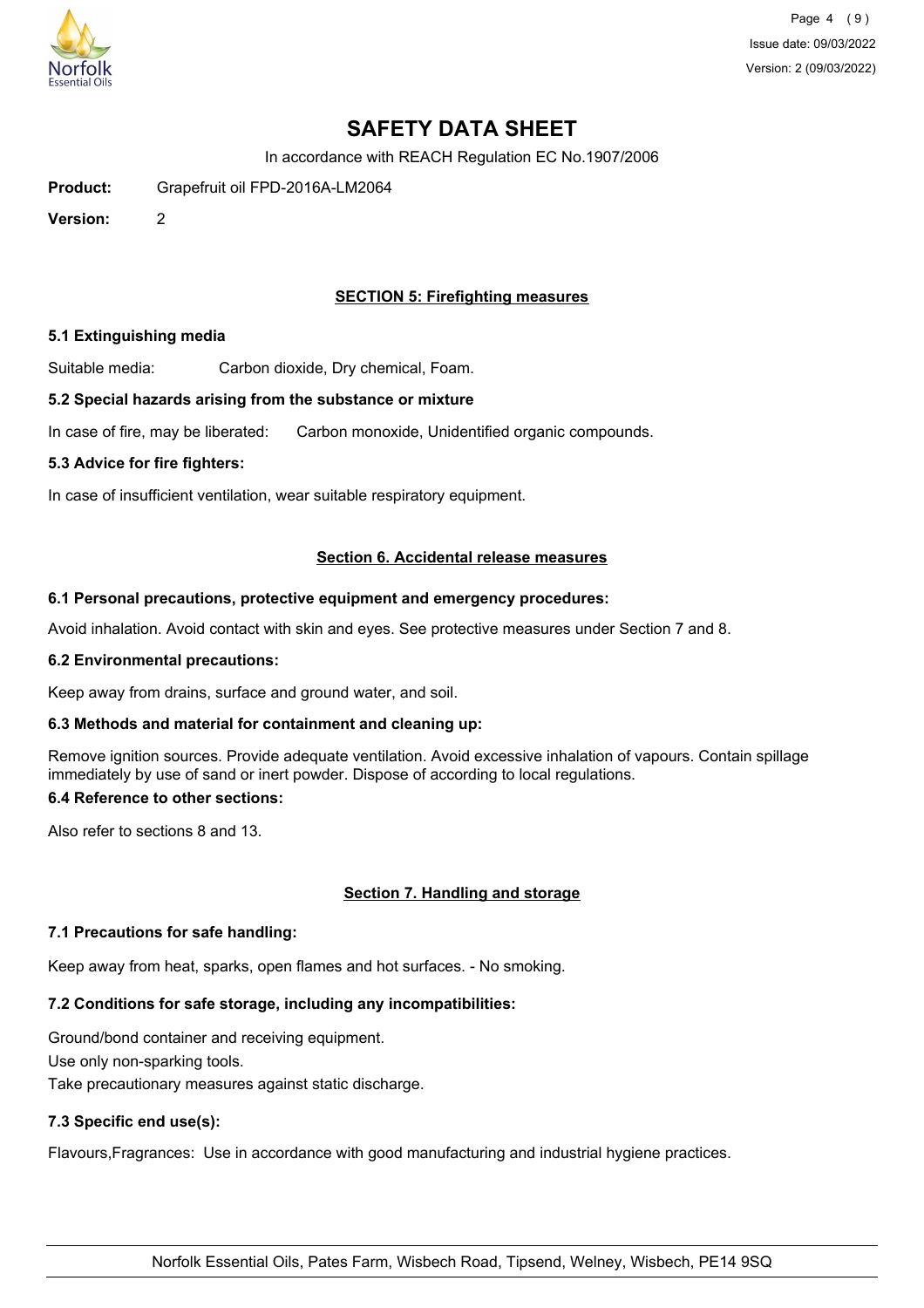# SAFETY DATA SHEET

In accordance with REACH Regulation EC No.1907/2006

**Product:** Grapefruit oil FPD-2016A-LM2064

**Version:** 2

## SECTION 5: Firefighting measures

### 5.1 Extinguishing media

Suitable media: Carbon dioxide, Dry chemical, Foam.

### 5.2 Special hazards arising from the substance or mixture

In case of fire, may be liberated: Carbon monoxide, Unidentified organic compounds.

### 5.3 Advice for fire fighters:

In case of insufficient ventilation, wear suitable respiratory equipment.

## Section 6. Accidental release measures

### 6.1 Personal precautions, protective equipment and emergency procedures:

Avoid inhalation. Avoid contact with skin and eyes. See protective measures under Section 7 and 8.

### 6.2 Environmental precautions:

Keep away from drains, surface and ground water, and soil.

### 6.3 Methods and material for containment and cleaning up:

Remove ignition sources. Provide adequate ventilation. Avoid excessive inhalation of vapours. Contain spillage immediately by use of sand or inert powder. Dispose of according to local regulations.

### 6.4 Reference to other sections:

Also refer to sections 8 and 13.

## Section 7. Handling and storage

### 7.1 Precautions for safe handling:

Keep away from heat, sparks, open flames and hot surfaces. - No smoking.

### 7.2 Conditions for safe storage, including any incompatibilities:

Ground/bond container and receiving equipment.
Use only non-sparking tools.
Take precautionary measures against static discharge.

### 7.3 Specific end use(s):

Flavours,Fragrances: Use in accordance with good manufacturing and industrial hygiene practices.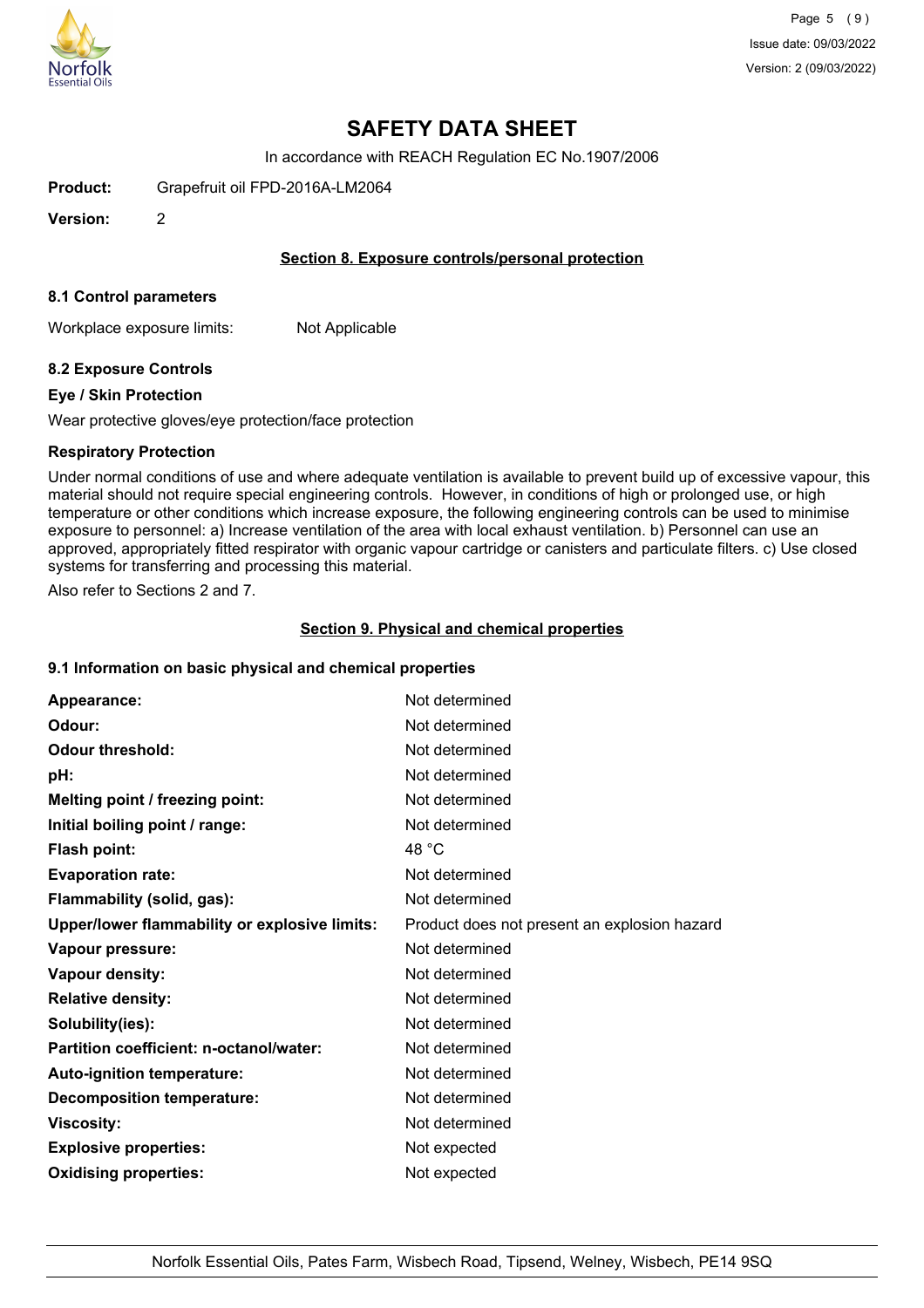# SAFETY DATA SHEET

In accordance with REACH Regulation EC No.1907/2006

**Product:** Grapefruit oil FPD-2016A-LM2064

**Version:** 2

## Section 8. Exposure controls/personal protection

### 8.1 Control parameters

Workplace exposure limits: Not Applicable

### 8.2 Exposure Controls

**Eye / Skin Protection**

Wear protective gloves/eye protection/face protection

**Respiratory Protection**

Under normal conditions of use and where adequate ventilation is available to prevent build up of excessive vapour, this material should not require special engineering controls. However, in conditions of high or prolonged use, or high temperature or other conditions which increase exposure, the following engineering controls can be used to minimise exposure to personnel: a) Increase ventilation of the area with local exhaust ventilation. b) Personnel can use an approved, appropriately fitted respirator with organic vapour cartridge or canisters and particulate filters. c) Use closed systems for transferring and processing this material.

Also refer to Sections 2 and 7.

## Section 9. Physical and chemical properties

### 9.1 Information on basic physical and chemical properties

| Property | Value |
|---|---|
| **Appearance:** | Not determined |
| **Odour:** | Not determined |
| **Odour threshold:** | Not determined |
| **pH:** | Not determined |
| **Melting point / freezing point:** | Not determined |
| **Initial boiling point / range:** | Not determined |
| **Flash point:** | 48 °C |
| **Evaporation rate:** | Not determined |
| **Flammability (solid, gas):** | Not determined |
| **Upper/lower flammability or explosive limits:** | Product does not present an explosion hazard |
| **Vapour pressure:** | Not determined |
| **Vapour density:** | Not determined |
| **Relative density:** | Not determined |
| **Solubility(ies):** | Not determined |
| **Partition coefficient: n-octanol/water:** | Not determined |
| **Auto-ignition temperature:** | Not determined |
| **Decomposition temperature:** | Not determined |
| **Viscosity:** | Not determined |
| **Explosive properties:** | Not expected |
| **Oxidising properties:** | Not expected |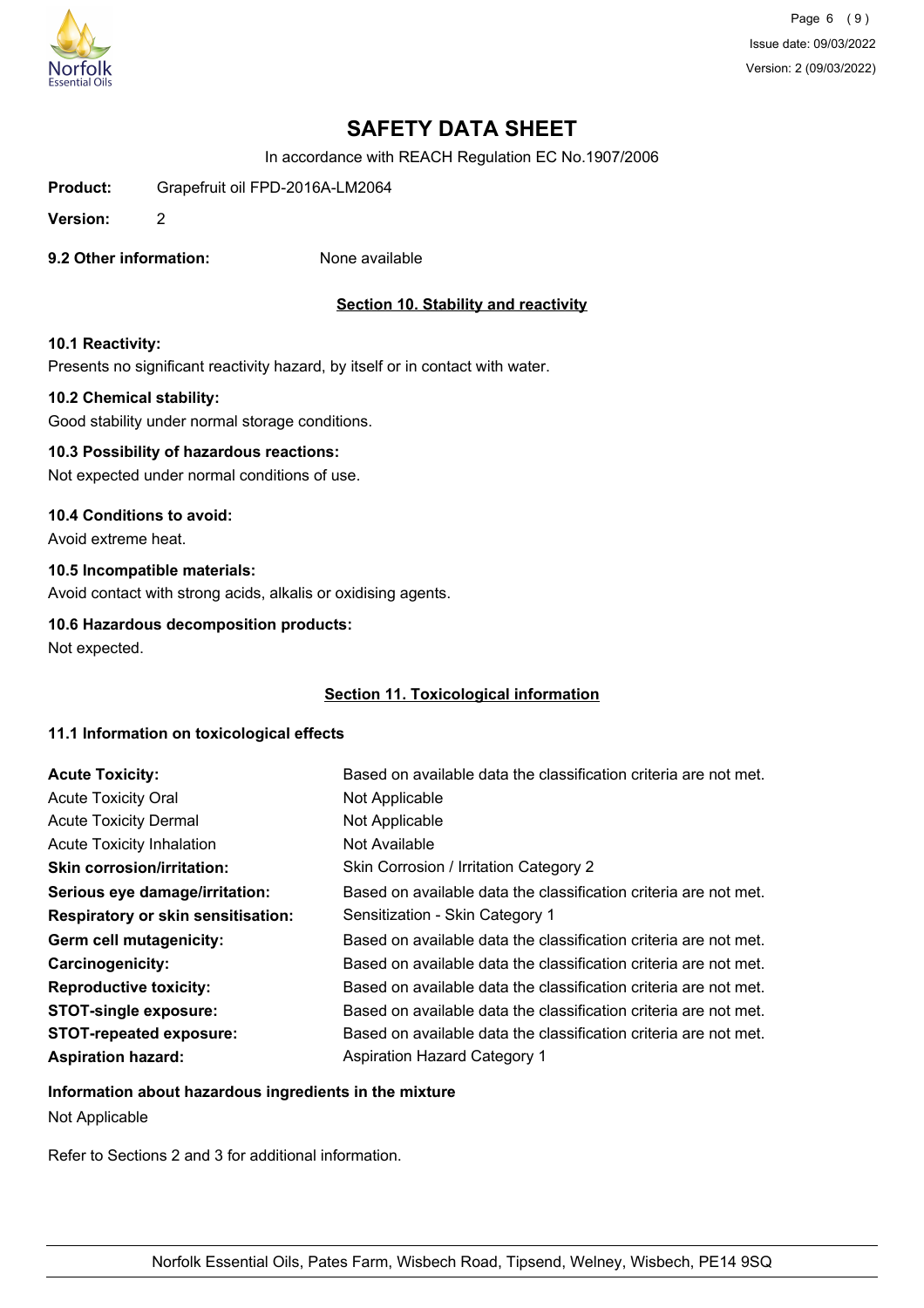# SAFETY DATA SHEET

In accordance with REACH Regulation EC No.1907/2006

**Product:** Grapefruit oil FPD-2016A-LM2064

**Version:** 2

**9.2 Other information:** None available

## Section 10. Stability and reactivity

**10.1 Reactivity:**

Presents no significant reactivity hazard, by itself or in contact with water.

**10.2 Chemical stability:**

Good stability under normal storage conditions.

**10.3 Possibility of hazardous reactions:**

Not expected under normal conditions of use.

**10.4 Conditions to avoid:**

Avoid extreme heat.

**10.5 Incompatible materials:**

Avoid contact with strong acids, alkalis or oxidising agents.

**10.6 Hazardous decomposition products:**

Not expected.

## Section 11. Toxicological information

**11.1 Information on toxicological effects**

| | |
|---|---|
| **Acute Toxicity:** | Based on available data the classification criteria are not met. |
| Acute Toxicity Oral | Not Applicable |
| Acute Toxicity Dermal | Not Applicable |
| Acute Toxicity Inhalation | Not Available |
| **Skin corrosion/irritation:** | Skin Corrosion / Irritation Category 2 |
| **Serious eye damage/irritation:** | Based on available data the classification criteria are not met. |
| **Respiratory or skin sensitisation:** | Sensitization - Skin Category 1 |
| **Germ cell mutagenicity:** | Based on available data the classification criteria are not met. |
| **Carcinogenicity:** | Based on available data the classification criteria are not met. |
| **Reproductive toxicity:** | Based on available data the classification criteria are not met. |
| **STOT-single exposure:** | Based on available data the classification criteria are not met. |
| **STOT-repeated exposure:** | Based on available data the classification criteria are not met. |
| **Aspiration hazard:** | Aspiration Hazard Category 1 |

**Information about hazardous ingredients in the mixture**

Not Applicable

Refer to Sections 2 and 3 for additional information.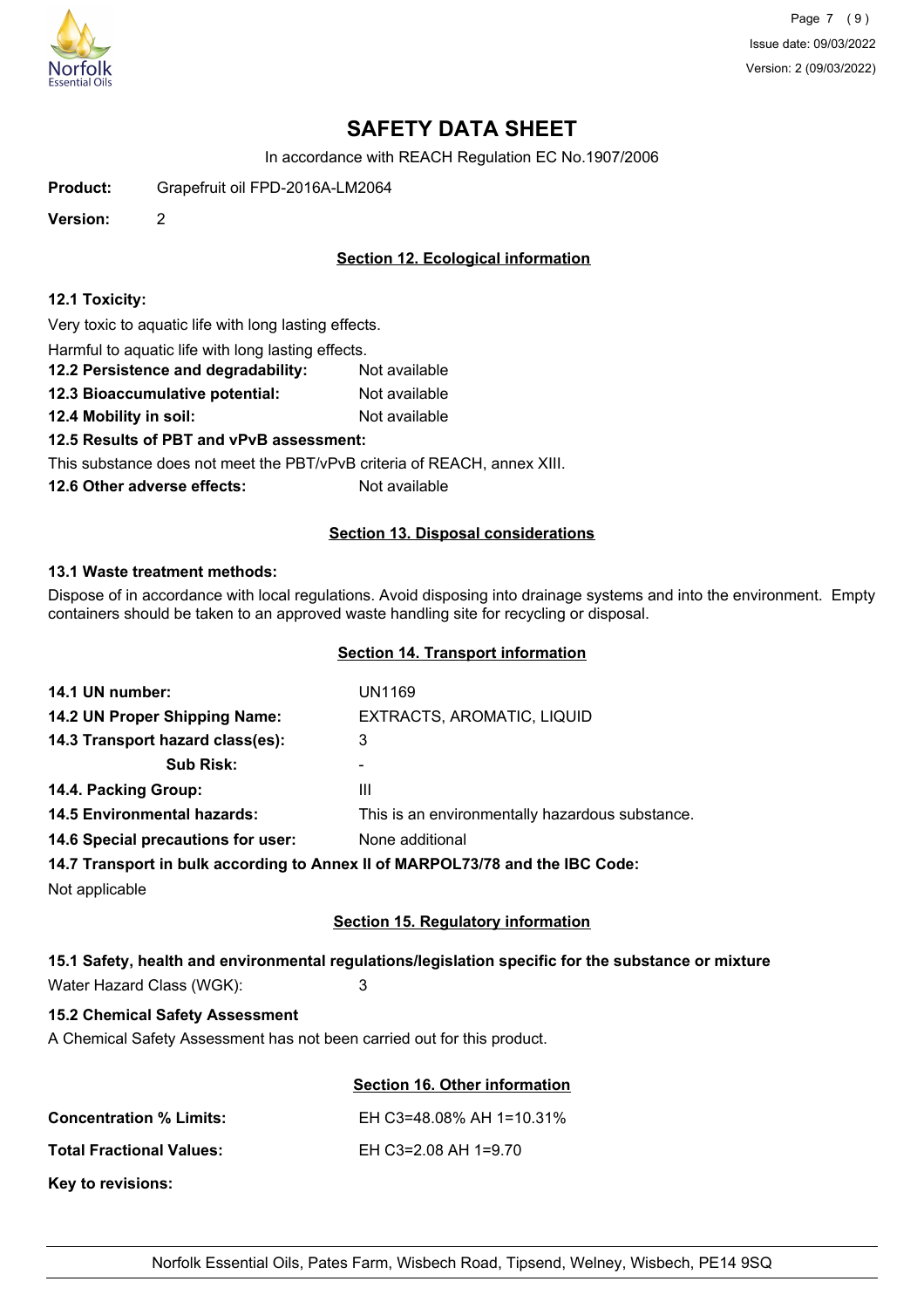# SAFETY DATA SHEET

In accordance with REACH Regulation EC No.1907/2006

**Product:** Grapefruit oil FPD-2016A-LM2064

**Version:** 2

## Section 12. Ecological information

**12.1 Toxicity:**

Very toxic to aquatic life with long lasting effects.

Harmful to aquatic life with long lasting effects.

**12.2 Persistence and degradability:** Not available

**12.3 Bioaccumulative potential:** Not available

**12.4 Mobility in soil:** Not available

**12.5 Results of PBT and vPvB assessment:**

This substance does not meet the PBT/vPvB criteria of REACH, annex XIII.

**12.6 Other adverse effects:** Not available

## Section 13. Disposal considerations

**13.1 Waste treatment methods:**

Dispose of in accordance with local regulations. Avoid disposing into drainage systems and into the environment. Empty containers should be taken to an approved waste handling site for recycling or disposal.

## Section 14. Transport information

**14.1 UN number:** UN1169

**14.2 UN Proper Shipping Name:** EXTRACTS, AROMATIC, LIQUID

**14.3 Transport hazard class(es):** 3

**Sub Risk:** -

**14.4. Packing Group:** III

**14.5 Environmental hazards:** This is an environmentally hazardous substance.

**14.6 Special precautions for user:** None additional

**14.7 Transport in bulk according to Annex II of MARPOL73/78 and the IBC Code:**

Not applicable

## Section 15. Regulatory information

**15.1 Safety, health and environmental regulations/legislation specific for the substance or mixture**

Water Hazard Class (WGK): 3

**15.2 Chemical Safety Assessment**

A Chemical Safety Assessment has not been carried out for this product.

## Section 16. Other information

**Concentration % Limits:** EH C3=48.08% AH 1=10.31%

**Total Fractional Values:** EH C3=2.08 AH 1=9.70

**Key to revisions:**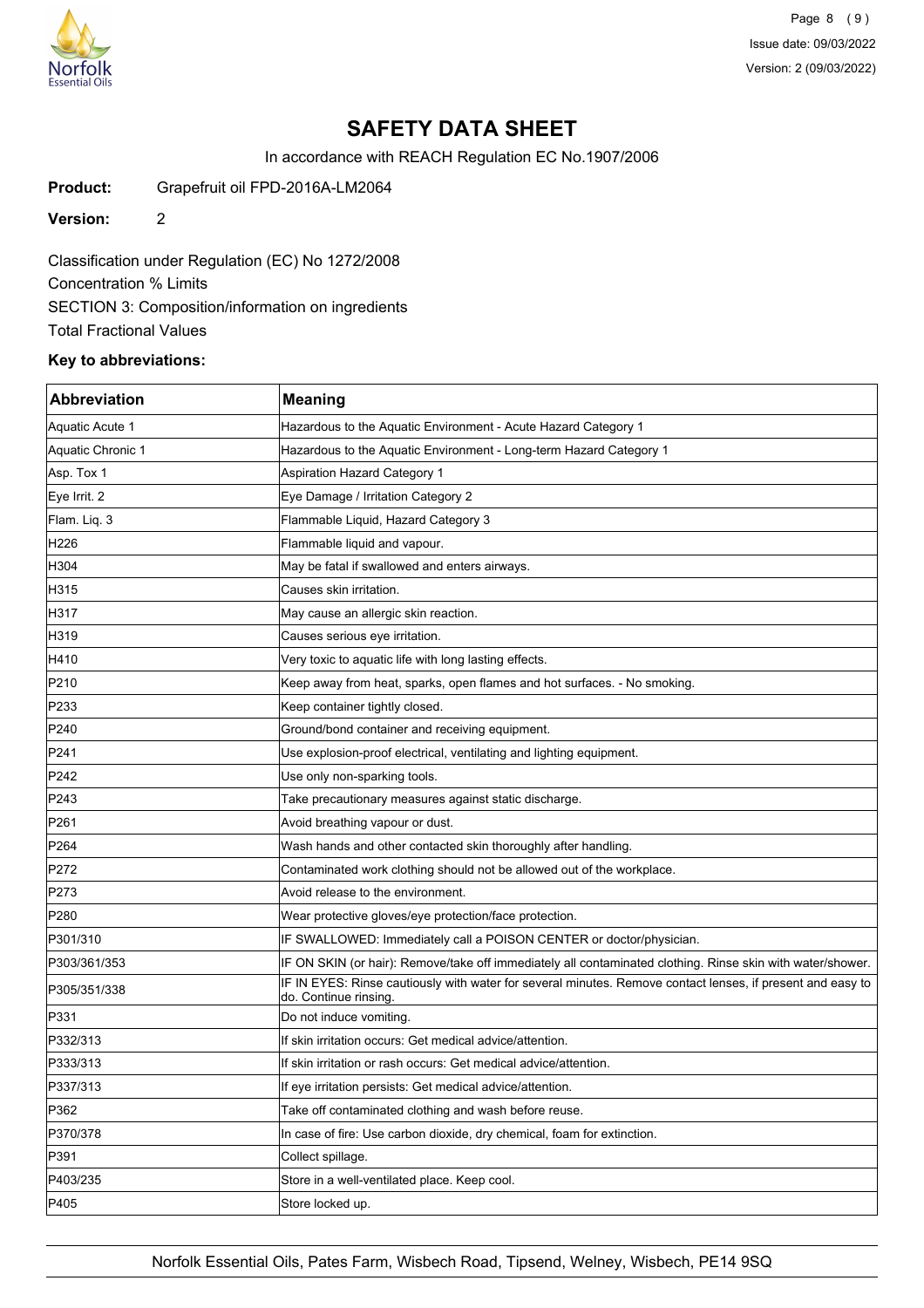# SAFETY DATA SHEET

In accordance with REACH Regulation EC No.1907/2006

**Product:** Grapefruit oil FPD-2016A-LM2064

**Version:** 2

Classification under Regulation (EC) No 1272/2008

Concentration % Limits

SECTION 3: Composition/information on ingredients

Total Fractional Values

**Key to abbreviations:**

| Abbreviation | Meaning |
|---|---|
| Aquatic Acute 1 | Hazardous to the Aquatic Environment - Acute Hazard Category 1 |
| Aquatic Chronic 1 | Hazardous to the Aquatic Environment - Long-term Hazard Category 1 |
| Asp. Tox 1 | Aspiration Hazard Category 1 |
| Eye Irrit. 2 | Eye Damage / Irritation Category 2 |
| Flam. Liq. 3 | Flammable Liquid, Hazard Category 3 |
| H226 | Flammable liquid and vapour. |
| H304 | May be fatal if swallowed and enters airways. |
| H315 | Causes skin irritation. |
| H317 | May cause an allergic skin reaction. |
| H319 | Causes serious eye irritation. |
| H410 | Very toxic to aquatic life with long lasting effects. |
| P210 | Keep away from heat, sparks, open flames and hot surfaces. - No smoking. |
| P233 | Keep container tightly closed. |
| P240 | Ground/bond container and receiving equipment. |
| P241 | Use explosion-proof electrical, ventilating and lighting equipment. |
| P242 | Use only non-sparking tools. |
| P243 | Take precautionary measures against static discharge. |
| P261 | Avoid breathing vapour or dust. |
| P264 | Wash hands and other contacted skin thoroughly after handling. |
| P272 | Contaminated work clothing should not be allowed out of the workplace. |
| P273 | Avoid release to the environment. |
| P280 | Wear protective gloves/eye protection/face protection. |
| P301/310 | IF SWALLOWED: Immediately call a POISON CENTER or doctor/physician. |
| P303/361/353 | IF ON SKIN (or hair): Remove/take off immediately all contaminated clothing. Rinse skin with water/shower. |
| P305/351/338 | IF IN EYES: Rinse cautiously with water for several minutes. Remove contact lenses, if present and easy to do. Continue rinsing. |
| P331 | Do not induce vomiting. |
| P332/313 | If skin irritation occurs: Get medical advice/attention. |
| P333/313 | If skin irritation or rash occurs: Get medical advice/attention. |
| P337/313 | If eye irritation persists: Get medical advice/attention. |
| P362 | Take off contaminated clothing and wash before reuse. |
| P370/378 | In case of fire: Use carbon dioxide, dry chemical, foam for extinction. |
| P391 | Collect spillage. |
| P403/235 | Store in a well-ventilated place. Keep cool. |
| P405 | Store locked up. |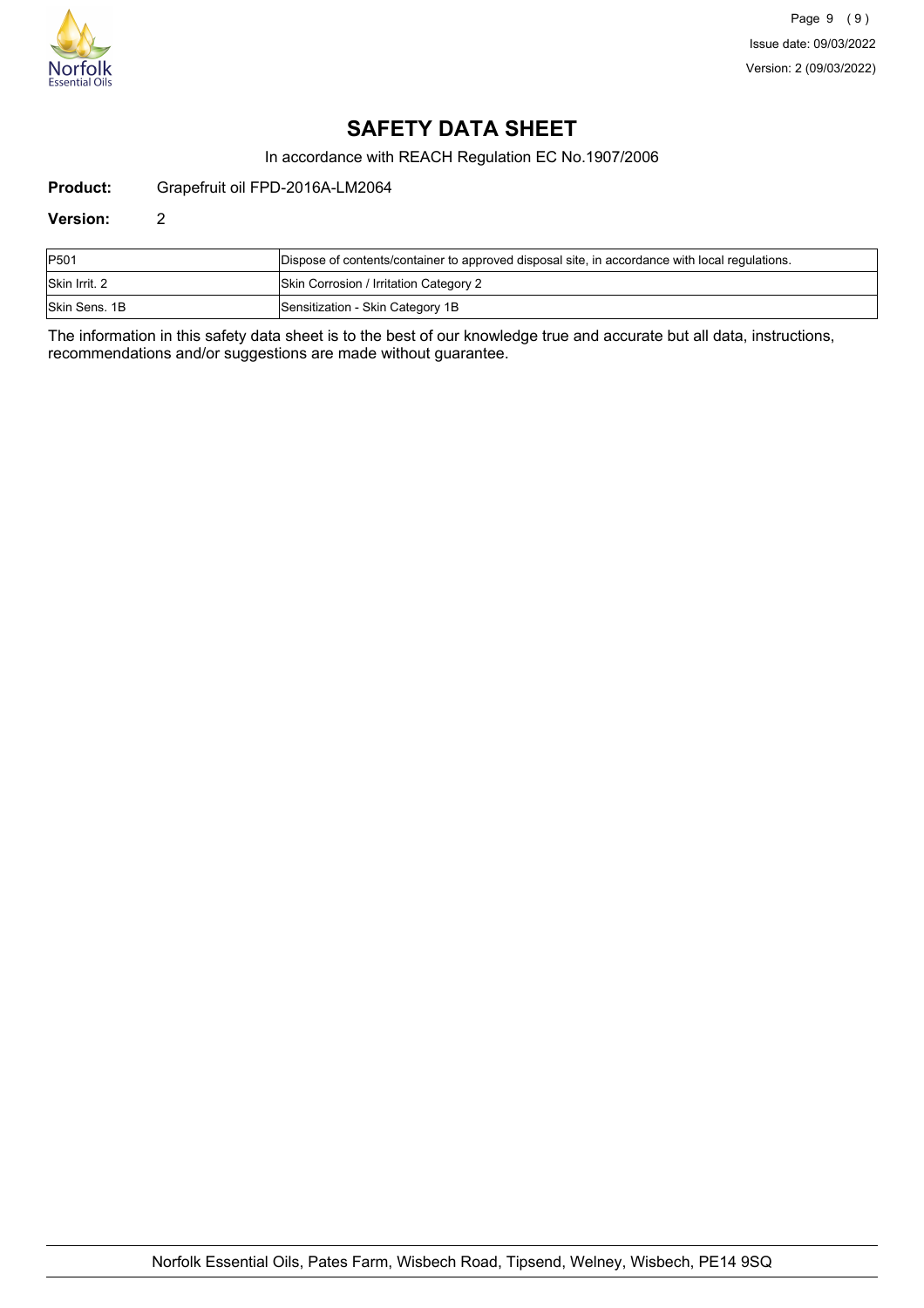# SAFETY DATA SHEET

In accordance with REACH Regulation EC No.1907/2006

**Product:** Grapefruit oil FPD-2016A-LM2064

**Version:** 2

| | |
|---|---|
| P501 | Dispose of contents/container to approved disposal site, in accordance with local regulations. |
| Skin Irrit. 2 | Skin Corrosion / Irritation Category 2 |
| Skin Sens. 1B | Sensitization - Skin Category 1B |

The information in this safety data sheet is to the best of our knowledge true and accurate but all data, instructions, recommendations and/or suggestions are made without guarantee.